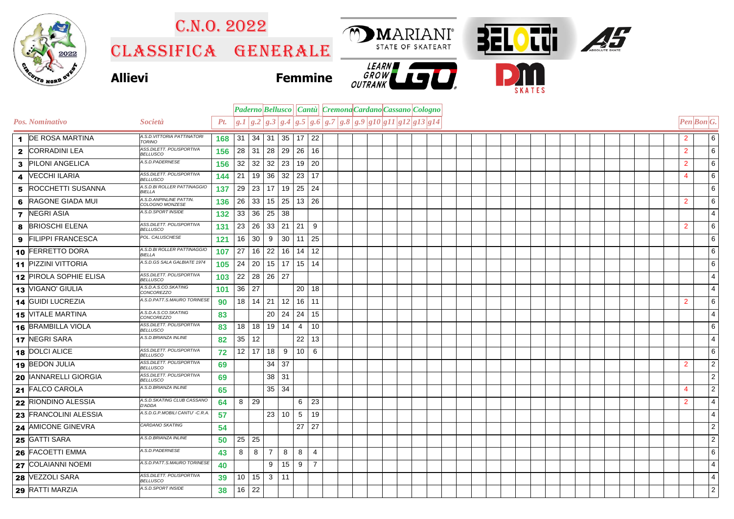# C.N.O. 2022

## CLASSIFICA GENERALE

**Allievi** **Femmine**

| Pos. | Nominativo | Società | Pt. | g.1 Paderno | g.2 Paderno | g.3 Bellusco | g.4 Bellusco | g.5 Cantù | g.6 Cantù | g.7 Cremona | g.8 Cremona | g.9 Cardano | g10 Cardano | g11 Cassano | g12 Cassano | g13 Cologno | g14 Cologno | Pen | Bon | G. |
|---|---|---|---|---|---|---|---|---|---|---|---|---|---|---|---|---|---|---|---|---|
| 1 | DE ROSA MARTINA | A.S.D.VITTORIA PATTINATORI TORINO | 168 | 31 | 34 | 31 | 35 | 17 | 22 | | | | | | | | | 2 | | 6 |
| 2 | CORRADINI LEA | ASS.DILETT. POLISPORTIVA BELLUSCO | 156 | 28 | 31 | 28 | 29 | 26 | 16 | | | | | | | | | 2 | | 6 |
| 3 | PILONI ANGELICA | A.S.D.PADERNESE | 156 | 32 | 32 | 32 | 23 | 19 | 20 | | | | | | | | | 2 | | 6 |
| 4 | VECCHI ILARIA | ASS.DILETT. POLISPORTIVA BELLUSCO | 144 | 21 | 19 | 36 | 32 | 23 | 17 | | | | | | | | | 4 | | 6 |
| 5 | ROCCHETTI SUSANNA | A.S.D.BI ROLLER PATTINAGGIO BIELLA | 137 | 29 | 23 | 17 | 19 | 25 | 24 | | | | | | | | | | | 6 |
| 6 | RAGONE GIADA MUI | A.S.D.ANPINLINE PATTIN. COLOGNO MONZESE | 136 | 26 | 33 | 15 | 25 | 13 | 26 | | | | | | | | | 2 | | 6 |
| 7 | NEGRI ASIA | A.S.D.SPORT INSIDE | 132 | 33 | 36 | 25 | 38 | | | | | | | | | | | | | 4 |
| 8 | BRIOSCHI ELENA | ASS.DILETT. POLISPORTIVA BELLUSCO | 131 | 23 | 26 | 33 | 21 | 21 | 9 | | | | | | | | | 2 | | 6 |
| 9 | FILIPPI FRANCESCA | POL. CALUSCHESE | 121 | 16 | 30 | 9 | 30 | 11 | 25 | | | | | | | | | | | 6 |
| 10 | FERRETTO DORA | A.S.D.BI ROLLER PATTINAGGIO BIELLA | 107 | 27 | 16 | 22 | 16 | 14 | 12 | | | | | | | | | | | 6 |
| 11 | PIZZINI VITTORIA | A.S.D.GS SALA GALBIATE 1974 | 105 | 24 | 20 | 15 | 17 | 15 | 14 | | | | | | | | | | | 6 |
| 12 | PIROLA SOPHIE ELISA | ASS.DILETT. POLISPORTIVA BELLUSCO | 103 | 22 | 28 | 26 | 27 | | | | | | | | | | | | | 4 |
| 13 | VIGANO' GIULIA | A.S.D.A.S.CO.SKATING CONCOREZZO | 101 | 36 | 27 | | | 20 | 18 | | | | | | | | | | | 4 |
| 14 | GUIDI LUCREZIA | A.S.D.PATT.S.MAURO TORINESE | 90 | 18 | 14 | 21 | 12 | 16 | 11 | | | | | | | | | 2 | | 6 |
| 15 | VITALE MARTINA | A.S.D.A.S.CO.SKATING CONCOREZZO | 83 | | | 20 | 24 | 24 | 15 | | | | | | | | | | | 4 |
| 16 | BRAMBILLA VIOLA | ASS.DILETT. POLISPORTIVA BELLUSCO | 83 | 18 | 18 | 19 | 14 | 4 | 10 | | | | | | | | | | | 6 |
| 17 | NEGRI SARA | A.S.D.BRIANZA INLINE | 82 | 35 | 12 | | | 22 | 13 | | | | | | | | | | | 4 |
| 18 | DOLCI ALICE | ASS.DILETT. POLISPORTIVA BELLUSCO | 72 | 12 | 17 | 18 | 9 | 10 | 6 | | | | | | | | | | | 6 |
| 19 | BEDON JULIA | ASS.DILETT. POLISPORTIVA BELLUSCO | 69 | | | 34 | 37 | | | | | | | | | | | 2 | | 2 |
| 20 | IANNARELLI GIORGIA | ASS.DILETT. POLISPORTIVA BELLUSCO | 69 | | | 38 | 31 | | | | | | | | | | | | | 2 |
| 21 | FALCO CAROLA | A.S.D.BRIANZA INLINE | 65 | | | 35 | 34 | | | | | | | | | | | 4 | | 2 |
| 22 | RIONDINO ALESSIA | A.S.D.SKATING CLUB CASSANO D'ADDA | 64 | 8 | 29 | | | 6 | 23 | | | | | | | | | 2 | | 4 |
| 23 | FRANCOLINI ALESSIA | A.S.D.G.P.MOBILI CANTU' -C.R.A. | 57 | | | 23 | 10 | 5 | 19 | | | | | | | | | | | 4 |
| 24 | AMICONE GINEVRA | CARDANO SKATING | 54 | | | | | 27 | 27 | | | | | | | | | | | 2 |
| 25 | GATTI SARA | A.S.D.BRIANZA INLINE | 50 | 25 | 25 | | | | | | | | | | | | | | | 2 |
| 26 | FACOETTI EMMA | A.S.D.PADERNESE | 43 | 8 | 8 | 7 | 8 | 8 | 4 | | | | | | | | | | | 6 |
| 27 | COLAIANNI NOEMI | A.S.D.PATT.S.MAURO TORINESE | 40 | | | 9 | 15 | 9 | 7 | | | | | | | | | | | 4 |
| 28 | VEZZOLI SARA | ASS.DILETT. POLISPORTIVA BELLUSCO | 39 | 10 | 15 | 3 | 11 | | | | | | | | | | | | | 4 |
| 29 | RATTI MARZIA | A.S.D.SPORT INSIDE | 38 | 16 | 22 | | | | | | | | | | | | | | | 2 |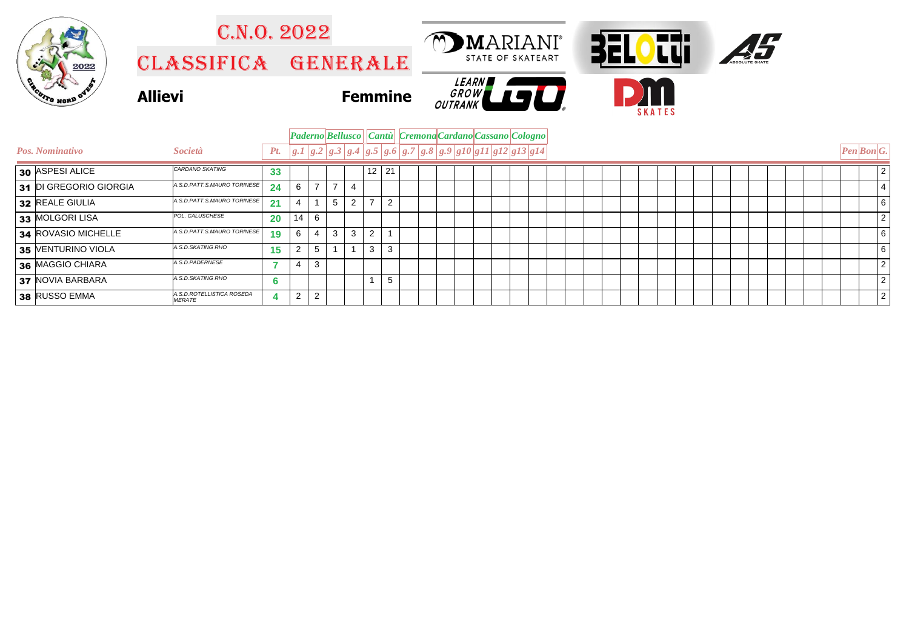# C.N.O. 2022

# CLASSIFICA GENERALE

**Allievi** **Femmine**

| Pos. | Nominativo | Società | Pt. | g.1 (Paderno) | g.2 (Paderno) | g.3 (Bellusco) | g.4 (Bellusco) | g.5 (Cantù) | g.6 (Cantù) | g.7 (Cremona) | g.8 (Cremona) | g.9 (Cardano) | g10 (Cardano) | g11 (Cassano) | g12 (Cassano) | g13 (Cologno) | g14 (Cologno) | Pen | Bon | G. |
|---|---|---|---|---|---|---|---|---|---|---|---|---|---|---|---|---|---|---|---|---|
| 30 | ASPESI ALICE | CARDANO SKATING | 33 | | | | | 12 | 21 | | | | | | | | | | | 2 |
| 31 | DI GREGORIO GIORGIA | A.S.D.PATT.S.MAURO TORINESE | 24 | 6 | 7 | 7 | 4 | | | | | | | | | | | | | 4 |
| 32 | REALE GIULIA | A.S.D.PATT.S.MAURO TORINESE | 21 | 4 | 1 | 5 | 2 | 7 | 2 | | | | | | | | | | | 6 |
| 33 | MOLGORI LISA | POL. CALUSCHESE | 20 | 14 | 6 | | | | | | | | | | | | | | | 2 |
| 34 | ROVASIO MICHELLE | A.S.D.PATT.S.MAURO TORINESE | 19 | 6 | 4 | 3 | 3 | 2 | 1 | | | | | | | | | | | 6 |
| 35 | VENTURINO VIOLA | A.S.D.SKATING RHO | 15 | 2 | 5 | 1 | 1 | 3 | 3 | | | | | | | | | | | 6 |
| 36 | MAGGIO CHIARA | A.S.D.PADERNESE | 7 | 4 | 3 | | | | | | | | | | | | | | | 2 |
| 37 | NOVIA BARBARA | A.S.D.SKATING RHO | 6 | | | | | 1 | 5 | | | | | | | | | | | 2 |
| 38 | RUSSO EMMA | A.S.D.ROTELLISTICA ROSEDA MERATE | 4 | 2 | 2 | | | | | | | | | | | | | | | 2 |